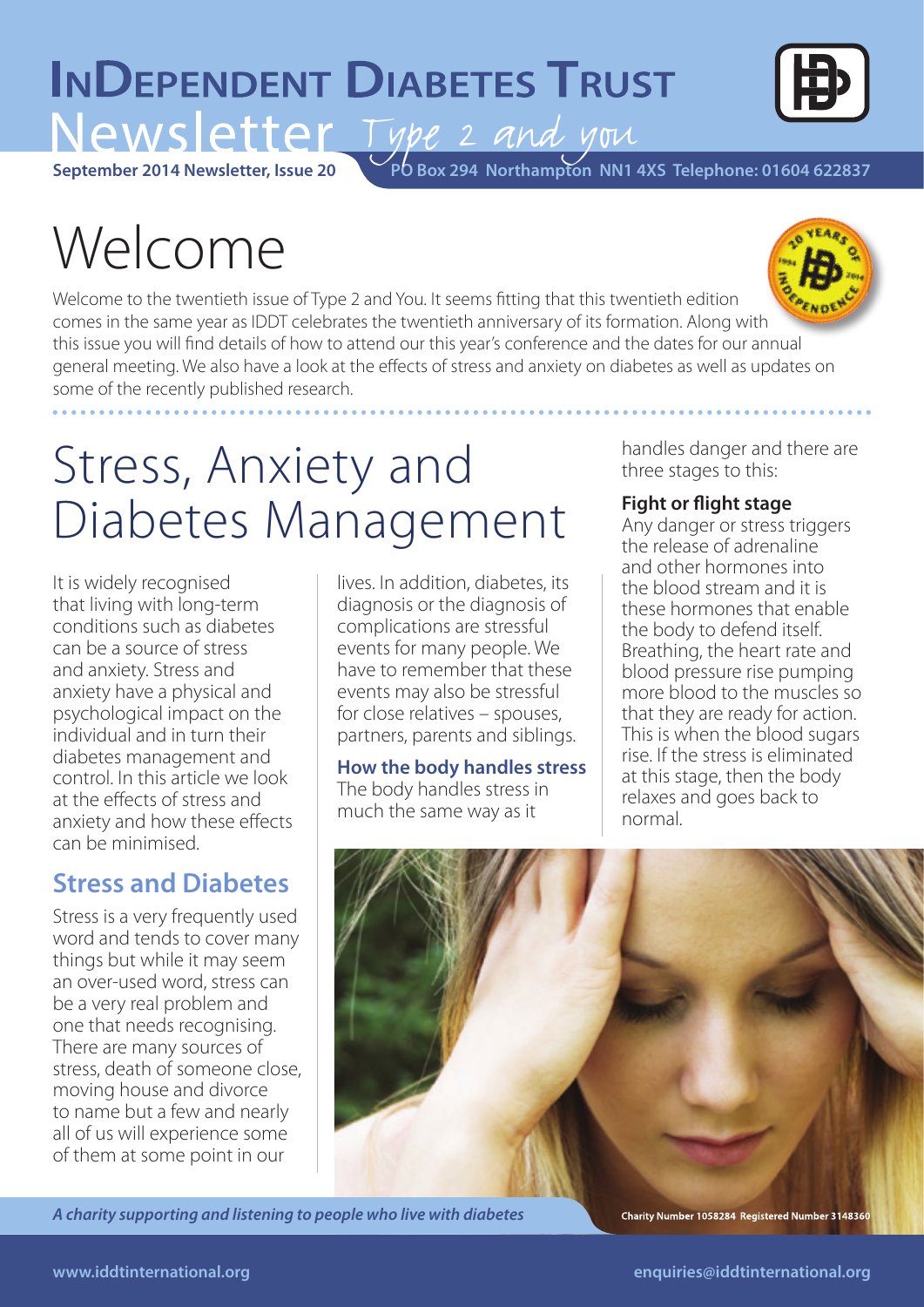# InDependent Diabetes Trust

## Newsletter *Type 2 and you*

**September 2014 Newsletter, Issue 20** **PO Box 294 Northampton NN1 4XS Telephone: 01604 622837**

# Welcome

Welcome to the twentieth issue of Type 2 and You. It seems fitting that this twentieth edition comes in the same year as IDDT celebrates the twentieth anniversary of its formation. Along with this issue you will find details of how to attend our this year's conference and the dates for our annual general meeting. We also have a look at the effects of stress and anxiety on diabetes as well as updates on some of the recently published research.

# Stress, Anxiety and Diabetes Management

It is widely recognised that living with long-term conditions such as diabetes can be a source of stress and anxiety. Stress and anxiety have a physical and psychological impact on the individual and in turn their diabetes management and control. In this article we look at the effects of stress and anxiety and how these effects can be minimised.

## Stress and Diabetes

Stress is a very frequently used word and tends to cover many things but while it may seem an over-used word, stress can be a very real problem and one that needs recognising. There are many sources of stress, death of someone close, moving house and divorce to name but a few and nearly all of us will experience some of them at some point in our lives. In addition, diabetes, its diagnosis or the diagnosis of complications are stressful events for many people. We have to remember that these events may also be stressful for close relatives – spouses, partners, parents and siblings.

### How the body handles stress

The body handles stress in much the same way as it handles danger and there are three stages to this:

**Fight or flight stage**

Any danger or stress triggers the release of adrenaline and other hormones into the blood stream and it is these hormones that enable the body to defend itself. Breathing, the heart rate and blood pressure rise pumping more blood to the muscles so that they are ready for action. This is when the blood sugars rise. If the stress is eliminated at this stage, then the body relaxes and goes back to normal.

*A charity supporting and listening to people who live with diabetes*

Charity Number 1058284 Registered Number 3148360

www.iddtinternational.org enquiries@iddtinternational.org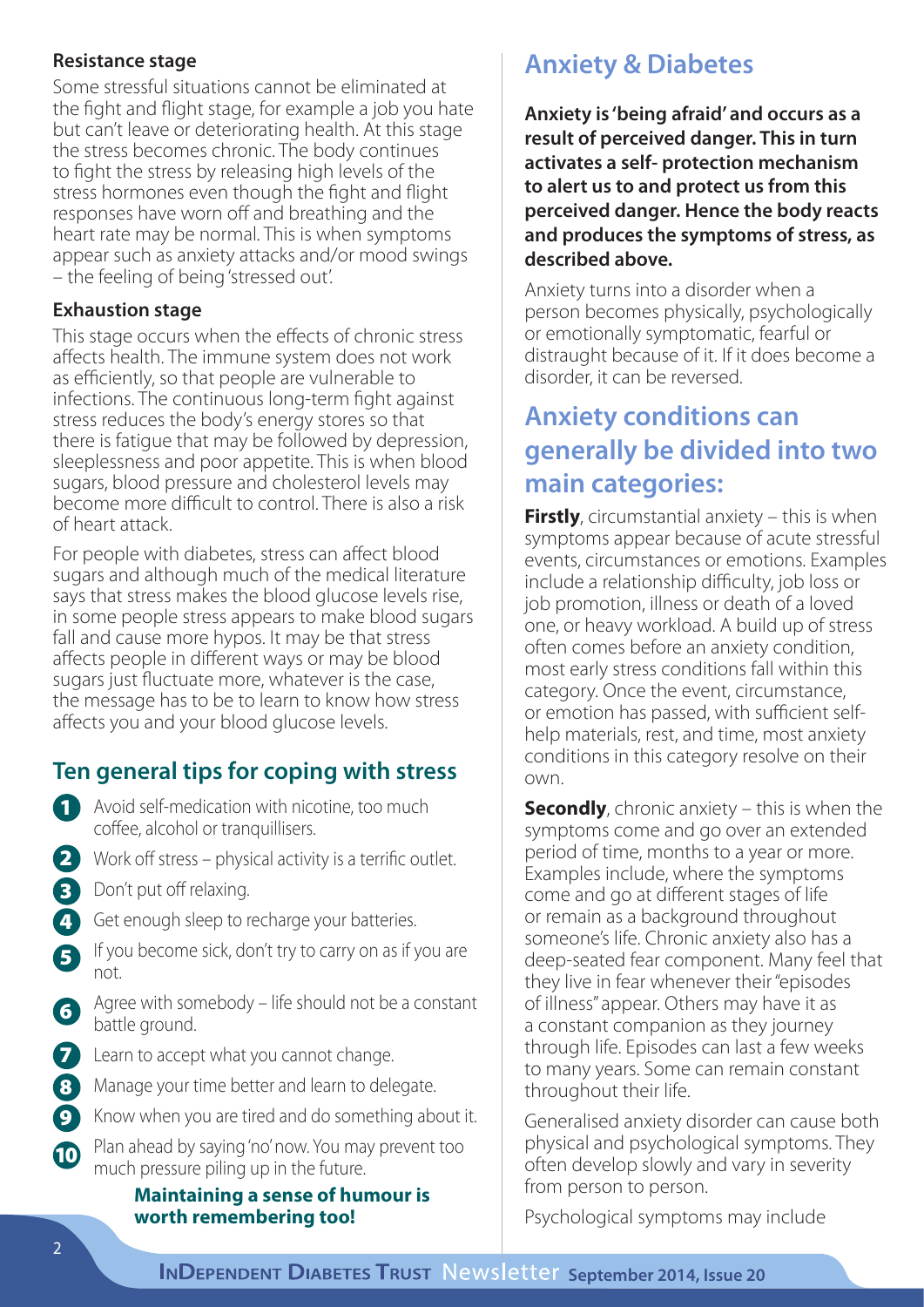### Resistance stage

Some stressful situations cannot be eliminated at the fight and flight stage, for example a job you hate but can't leave or deteriorating health. At this stage the stress becomes chronic. The body continues to fight the stress by releasing high levels of the stress hormones even though the fight and flight responses have worn off and breathing and the heart rate may be normal. This is when symptoms appear such as anxiety attacks and/or mood swings – the feeling of being 'stressed out'.

### Exhaustion stage

This stage occurs when the effects of chronic stress affects health. The immune system does not work as efficiently, so that people are vulnerable to infections. The continuous long-term fight against stress reduces the body's energy stores so that there is fatigue that may be followed by depression, sleeplessness and poor appetite. This is when blood sugars, blood pressure and cholesterol levels may become more difficult to control. There is also a risk of heart attack.

For people with diabetes, stress can affect blood sugars and although much of the medical literature says that stress makes the blood glucose levels rise, in some people stress appears to make blood sugars fall and cause more hypos. It may be that stress affects people in different ways or may be blood sugars just fluctuate more, whatever is the case, the message has to be to learn to know how stress affects you and your blood glucose levels.

## Ten general tips for coping with stress

1. Avoid self-medication with nicotine, too much coffee, alcohol or tranquillisers.
2. Work off stress – physical activity is a terrific outlet.
3. Don't put off relaxing.
4. Get enough sleep to recharge your batteries.
5. If you become sick, don't try to carry on as if you are not.
6. Agree with somebody – life should not be a constant battle ground.
7. Learn to accept what you cannot change.
8. Manage your time better and learn to delegate.
9. Know when you are tired and do something about it.
10. Plan ahead by saying 'no' now. You may prevent too much pressure piling up in the future.

**Maintaining a sense of humour is worth remembering too!**

## Anxiety & Diabetes

**Anxiety is 'being afraid' and occurs as a result of perceived danger. This in turn activates a self- protection mechanism to alert us to and protect us from this perceived danger. Hence the body reacts and produces the symptoms of stress, as described above.**

Anxiety turns into a disorder when a person becomes physically, psychologically or emotionally symptomatic, fearful or distraught because of it. If it does become a disorder, it can be reversed.

## Anxiety conditions can generally be divided into two main categories:

**Firstly**, circumstantial anxiety – this is when symptoms appear because of acute stressful events, circumstances or emotions. Examples include a relationship difficulty, job loss or job promotion, illness or death of a loved one, or heavy workload. A build up of stress often comes before an anxiety condition, most early stress conditions fall within this category. Once the event, circumstance, or emotion has passed, with sufficient self-help materials, rest, and time, most anxiety conditions in this category resolve on their own.

**Secondly**, chronic anxiety – this is when the symptoms come and go over an extended period of time, months to a year or more. Examples include, where the symptoms come and go at different stages of life or remain as a background throughout someone's life. Chronic anxiety also has a deep-seated fear component. Many feel that they live in fear whenever their "episodes of illness" appear. Others may have it as a constant companion as they journey through life. Episodes can last a few weeks to many years. Some can remain constant throughout their life.

Generalised anxiety disorder can cause both physical and psychological symptoms. They often develop slowly and vary in severity from person to person.

Psychological symptoms may include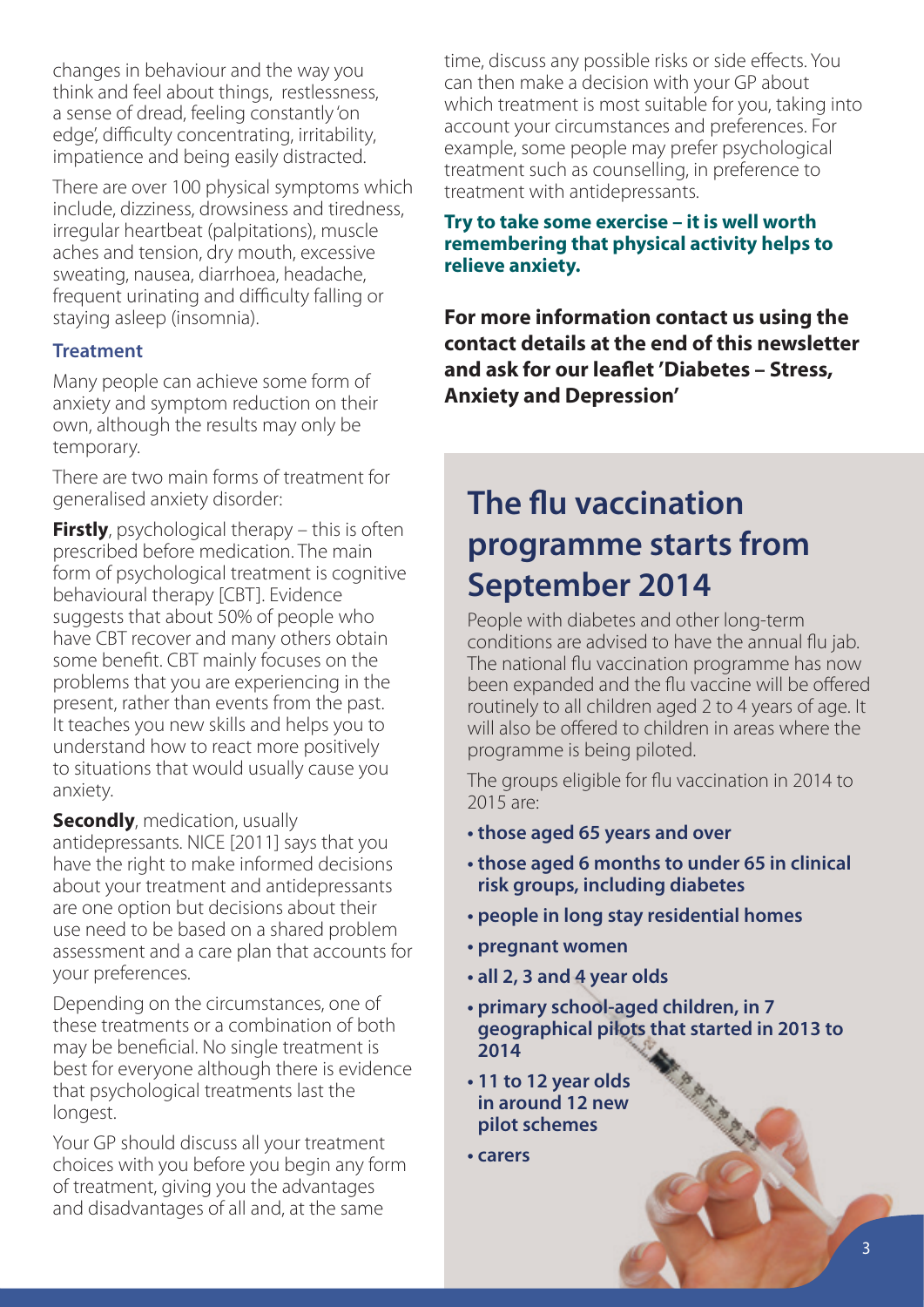changes in behaviour and the way you think and feel about things, restlessness, a sense of dread, feeling constantly 'on edge', difficulty concentrating, irritability, impatience and being easily distracted.

There are over 100 physical symptoms which include, dizziness, drowsiness and tiredness, irregular heartbeat (palpitations), muscle aches and tension, dry mouth, excessive sweating, nausea, diarrhoea, headache, frequent urinating and difficulty falling or staying asleep (insomnia).

### Treatment

Many people can achieve some form of anxiety and symptom reduction on their own, although the results may only be temporary.

There are two main forms of treatment for generalised anxiety disorder:

**Firstly**, psychological therapy – this is often prescribed before medication. The main form of psychological treatment is cognitive behavioural therapy [CBT]. Evidence suggests that about 50% of people who have CBT recover and many others obtain some benefit. CBT mainly focuses on the problems that you are experiencing in the present, rather than events from the past. It teaches you new skills and helps you to understand how to react more positively to situations that would usually cause you anxiety.

**Secondly**, medication, usually antidepressants. NICE [2011] says that you have the right to make informed decisions about your treatment and antidepressants are one option but decisions about their use need to be based on a shared problem assessment and a care plan that accounts for your preferences.

Depending on the circumstances, one of these treatments or a combination of both may be beneficial. No single treatment is best for everyone although there is evidence that psychological treatments last the longest.

Your GP should discuss all your treatment choices with you before you begin any form of treatment, giving you the advantages and disadvantages of all and, at the same time, discuss any possible risks or side effects. You can then make a decision with your GP about which treatment is most suitable for you, taking into account your circumstances and preferences. For example, some people may prefer psychological treatment such as counselling, in preference to treatment with antidepressants.

**Try to take some exercise – it is well worth remembering that physical activity helps to relieve anxiety.**

**For more information contact us using the contact details at the end of this newsletter and ask for our leaflet 'Diabetes – Stress, Anxiety and Depression'**

## The flu vaccination programme starts from September 2014

People with diabetes and other long-term conditions are advised to have the annual flu jab. The national flu vaccination programme has now been expanded and the flu vaccine will be offered routinely to all children aged 2 to 4 years of age. It will also be offered to children in areas where the programme is being piloted.

The groups eligible for flu vaccination in 2014 to 2015 are:

- **those aged 65 years and over**
- **those aged 6 months to under 65 in clinical risk groups, including diabetes**
- **people in long stay residential homes**
- **pregnant women**
- **all 2, 3 and 4 year olds**
- **primary school-aged children, in 7 geographical pilots that started in 2013 to 2014**
- **11 to 12 year olds in around 12 new pilot schemes**
- **carers**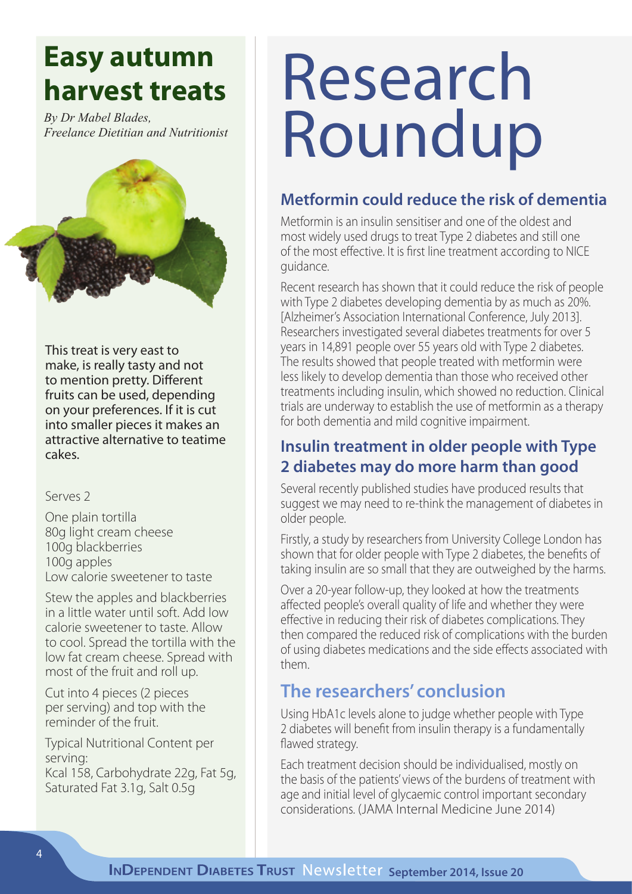# Easy autumn harvest treats

*By Dr Mabel Blades, Freelance Dietitian and Nutritionist*

This treat is very east to make, is really tasty and not to mention pretty. Different fruits can be used, depending on your preferences. If it is cut into smaller pieces it makes an attractive alternative to teatime cakes.

Serves 2

One plain tortilla
80g light cream cheese
100g blackberries
100g apples
Low calorie sweetener to taste

Stew the apples and blackberries in a little water until soft. Add low calorie sweetener to taste. Allow to cool. Spread the tortilla with the low fat cream cheese. Spread with most of the fruit and roll up.

Cut into 4 pieces (2 pieces per serving) and top with the reminder of the fruit.

Typical Nutritional Content per serving:
Kcal 158, Carbohydrate 22g, Fat 5g, Saturated Fat 3.1g, Salt 0.5g

# Research Roundup

## Metformin could reduce the risk of dementia

Metformin is an insulin sensitiser and one of the oldest and most widely used drugs to treat Type 2 diabetes and still one of the most effective. It is first line treatment according to NICE guidance.

Recent research has shown that it could reduce the risk of people with Type 2 diabetes developing dementia by as much as 20%. [Alzheimer's Association International Conference, July 2013]. Researchers investigated several diabetes treatments for over 5 years in 14,891 people over 55 years old with Type 2 diabetes. The results showed that people treated with metformin were less likely to develop dementia than those who received other treatments including insulin, which showed no reduction. Clinical trials are underway to establish the use of metformin as a therapy for both dementia and mild cognitive impairment.

## Insulin treatment in older people with Type 2 diabetes may do more harm than good

Several recently published studies have produced results that suggest we may need to re-think the management of diabetes in older people.

Firstly, a study by researchers from University College London has shown that for older people with Type 2 diabetes, the benefits of taking insulin are so small that they are outweighed by the harms.

Over a 20-year follow-up, they looked at how the treatments affected people's overall quality of life and whether they were effective in reducing their risk of diabetes complications. They then compared the reduced risk of complications with the burden of using diabetes medications and the side effects associated with them.

## The researchers' conclusion

Using HbA1c levels alone to judge whether people with Type 2 diabetes will benefit from insulin therapy is a fundamentally flawed strategy.

Each treatment decision should be individualised, mostly on the basis of the patients' views of the burdens of treatment with age and initial level of glycaemic control important secondary considerations. (JAMA Internal Medicine June 2014)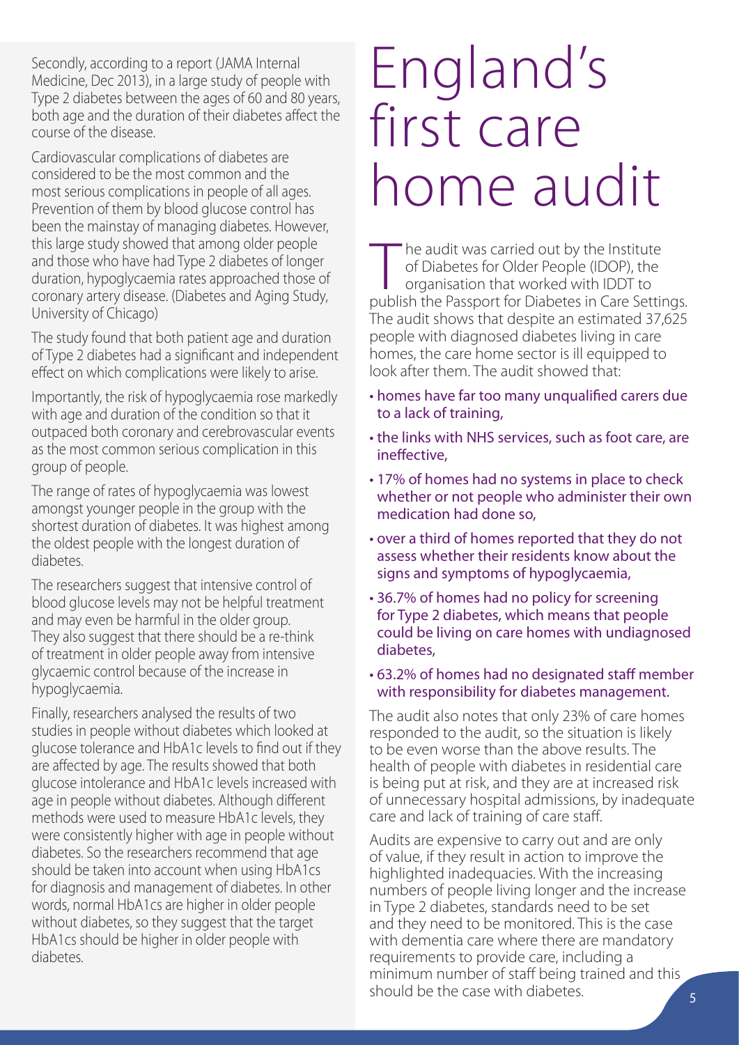Secondly, according to a report (JAMA Internal Medicine, Dec 2013), in a large study of people with Type 2 diabetes between the ages of 60 and 80 years, both age and the duration of their diabetes affect the course of the disease.

Cardiovascular complications of diabetes are considered to be the most common and the most serious complications in people of all ages. Prevention of them by blood glucose control has been the mainstay of managing diabetes. However, this large study showed that among older people and those who have had Type 2 diabetes of longer duration, hypoglycaemia rates approached those of coronary artery disease. (Diabetes and Aging Study, University of Chicago)

The study found that both patient age and duration of Type 2 diabetes had a significant and independent effect on which complications were likely to arise.

Importantly, the risk of hypoglycaemia rose markedly with age and duration of the condition so that it outpaced both coronary and cerebrovascular events as the most common serious complication in this group of people.

The range of rates of hypoglycaemia was lowest amongst younger people in the group with the shortest duration of diabetes. It was highest among the oldest people with the longest duration of diabetes.

The researchers suggest that intensive control of blood glucose levels may not be helpful treatment and may even be harmful in the older group. They also suggest that there should be a re-think of treatment in older people away from intensive glycaemic control because of the increase in hypoglycaemia.

Finally, researchers analysed the results of two studies in people without diabetes which looked at glucose tolerance and HbA1c levels to find out if they are affected by age. The results showed that both glucose intolerance and HbA1c levels increased with age in people without diabetes. Although different methods were used to measure HbA1c levels, they were consistently higher with age in people without diabetes. So the researchers recommend that age should be taken into account when using HbA1cs for diagnosis and management of diabetes. In other words, normal HbA1cs are higher in older people without diabetes, so they suggest that the target HbA1cs should be higher in older people with diabetes.

# England's first care home audit

The audit was carried out by the Institute of Diabetes for Older People (IDOP), the organisation that worked with IDDT to publish the Passport for Diabetes in Care Settings. The audit shows that despite an estimated 37,625 people with diagnosed diabetes living in care homes, the care home sector is ill equipped to look after them. The audit showed that:

- homes have far too many unqualified carers due to a lack of training,
- the links with NHS services, such as foot care, are ineffective,
- 17% of homes had no systems in place to check whether or not people who administer their own medication had done so,
- over a third of homes reported that they do not assess whether their residents know about the signs and symptoms of hypoglycaemia,
- 36.7% of homes had no policy for screening for Type 2 diabetes, which means that people could be living on care homes with undiagnosed diabetes,
- 63.2% of homes had no designated staff member with responsibility for diabetes management.

The audit also notes that only 23% of care homes responded to the audit, so the situation is likely to be even worse than the above results. The health of people with diabetes in residential care is being put at risk, and they are at increased risk of unnecessary hospital admissions, by inadequate care and lack of training of care staff.

Audits are expensive to carry out and are only of value, if they result in action to improve the highlighted inadequacies. With the increasing numbers of people living longer and the increase in Type 2 diabetes, standards need to be set and they need to be monitored. This is the case with dementia care where there are mandatory requirements to provide care, including a minimum number of staff being trained and this should be the case with diabetes.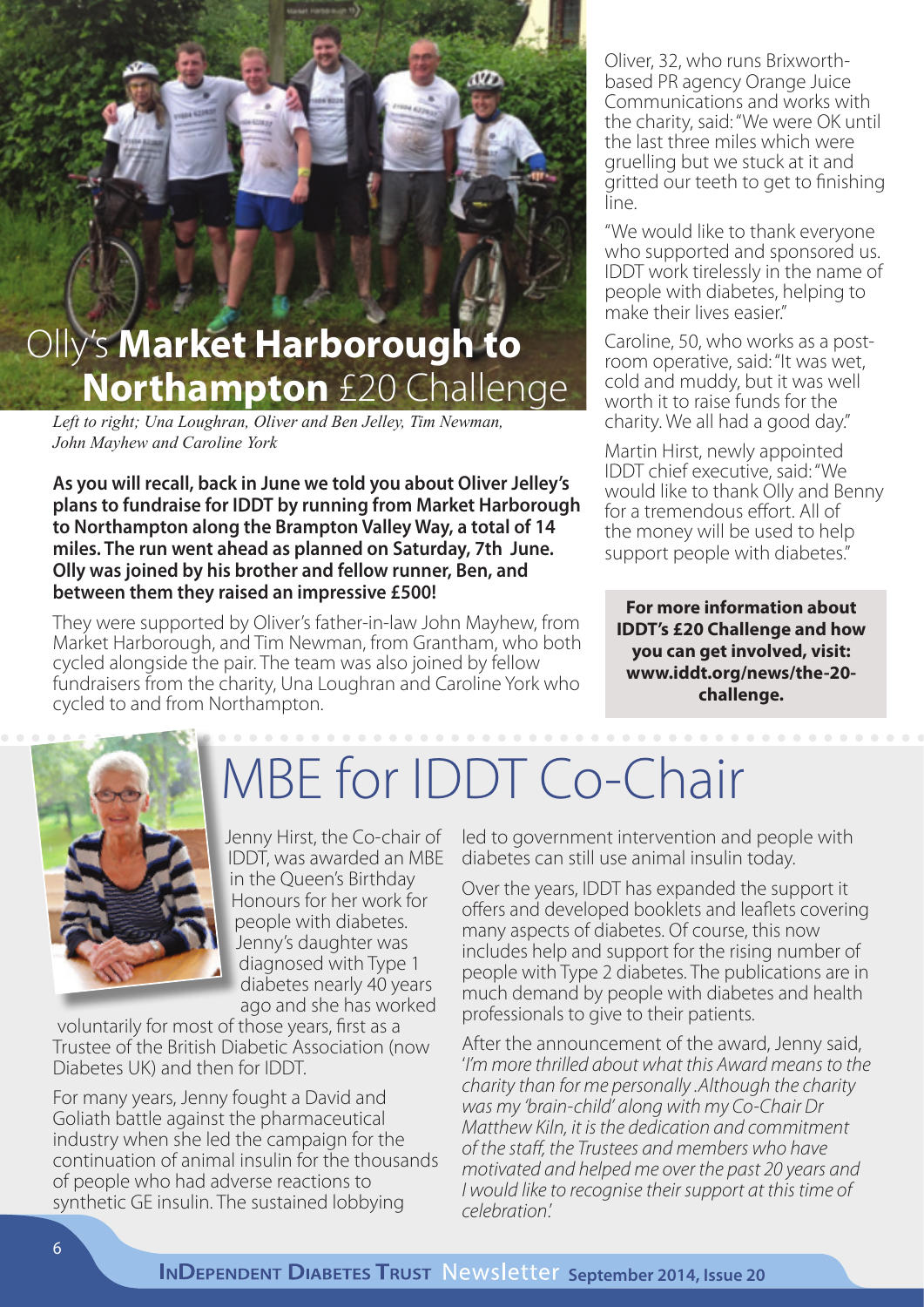# Olly's **Market Harborough to Northampton** £20 Challenge

*Left to right; Una Loughran, Oliver and Ben Jelley, Tim Newman, John Mayhew and Caroline York*

**As you will recall, back in June we told you about Oliver Jelley's plans to fundraise for IDDT by running from Market Harborough to Northampton along the Brampton Valley Way, a total of 14 miles. The run went ahead as planned on Saturday, 7th June. Olly was joined by his brother and fellow runner, Ben, and between them they raised an impressive £500!**

They were supported by Oliver's father-in-law John Mayhew, from Market Harborough, and Tim Newman, from Grantham, who both cycled alongside the pair. The team was also joined by fellow fundraisers from the charity, Una Loughran and Caroline York who cycled to and from Northampton.

Oliver, 32, who runs Brixworth-based PR agency Orange Juice Communications and works with the charity, said: "We were OK until the last three miles which were gruelling but we stuck at it and gritted our teeth to get to finishing line.

"We would like to thank everyone who supported and sponsored us. IDDT work tirelessly in the name of people with diabetes, helping to make their lives easier."

Caroline, 50, who works as a post-room operative, said: "It was wet, cold and muddy, but it was well worth it to raise funds for the charity. We all had a good day."

Martin Hirst, newly appointed IDDT chief executive, said: "We would like to thank Olly and Benny for a tremendous effort. All of the money will be used to help support people with diabetes."

**For more information about IDDT's £20 Challenge and how you can get involved, visit: www.iddt.org/news/the-20-challenge.**

# MBE for IDDT Co-Chair

Jenny Hirst, the Co-chair of IDDT, was awarded an MBE in the Queen's Birthday Honours for her work for people with diabetes. Jenny's daughter was diagnosed with Type 1 diabetes nearly 40 years ago and she has worked voluntarily for most of those years, first as a Trustee of the British Diabetic Association (now Diabetes UK) and then for IDDT.

For many years, Jenny fought a David and Goliath battle against the pharmaceutical industry when she led the campaign for the continuation of animal insulin for the thousands of people who had adverse reactions to synthetic GE insulin. The sustained lobbying led to government intervention and people with diabetes can still use animal insulin today.

Over the years, IDDT has expanded the support it offers and developed booklets and leaflets covering many aspects of diabetes. Of course, this now includes help and support for the rising number of people with Type 2 diabetes. The publications are in much demand by people with diabetes and health professionals to give to their patients.

After the announcement of the award, Jenny said, '*I'm more thrilled about what this Award means to the charity than for me personally .Although the charity was my 'brain-child' along with my Co-Chair Dr Matthew Kiln, it is the dedication and commitment of the staff, the Trustees and members who have motivated and helped me over the past 20 years and I would like to recognise their support at this time of celebration*.'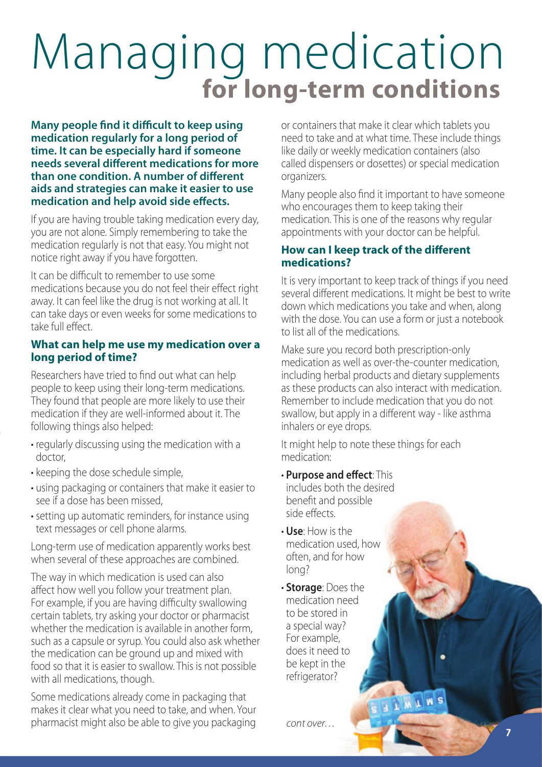# Managing medication **for long-term conditions**

**Many people find it difficult to keep using medication regularly for a long period of time. It can be especially hard if someone needs several different medications for more than one condition. A number of different aids and strategies can make it easier to use medication and help avoid side effects.**

If you are having trouble taking medication every day, you are not alone. Simply remembering to take the medication regularly is not that easy. You might not notice right away if you have forgotten.

It can be difficult to remember to use some medications because you do not feel their effect right away. It can feel like the drug is not working at all. It can take days or even weeks for some medications to take full effect.

### What can help me use my medication over a long period of time?

Researchers have tried to find out what can help people to keep using their long-term medications. They found that people are more likely to use their medication if they are well-informed about it. The following things also helped:

- regularly discussing using the medication with a doctor,
- keeping the dose schedule simple,
- using packaging or containers that make it easier to see if a dose has been missed,
- setting up automatic reminders, for instance using text messages or cell phone alarms.

Long-term use of medication apparently works best when several of these approaches are combined.

The way in which medication is used can also affect how well you follow your treatment plan. For example, if you are having difficulty swallowing certain tablets, try asking your doctor or pharmacist whether the medication is available in another form, such as a capsule or syrup. You could also ask whether the medication can be ground up and mixed with food so that it is easier to swallow. This is not possible with all medications, though.

Some medications already come in packaging that makes it clear what you need to take, and when. Your pharmacist might also be able to give you packaging or containers that make it clear which tablets you need to take and at what time. These include things like daily or weekly medication containers (also called dispensers or dosettes) or special medication organizers.

Many people also find it important to have someone who encourages them to keep taking their medication. This is one of the reasons why regular appointments with your doctor can be helpful.

### How can I keep track of the different medications?

It is very important to keep track of things if you need several different medications. It might be best to write down which medications you take and when, along with the dose. You can use a form or just a notebook to list all of the medications.

Make sure you record both prescription-only medication as well as over-the-counter medication, including herbal products and dietary supplements as these products can also interact with medication. Remember to include medication that you do not swallow, but apply in a different way - like asthma inhalers or eye drops.

It might help to note these things for each medication:

- **Purpose and effect**: This includes both the desired benefit and possible side effects.
- **Use**: How is the medication used, how often, and for how long?
- **Storage**: Does the medication need to be stored in a special way? For example, does it need to be kept in the refrigerator?

*cont over…*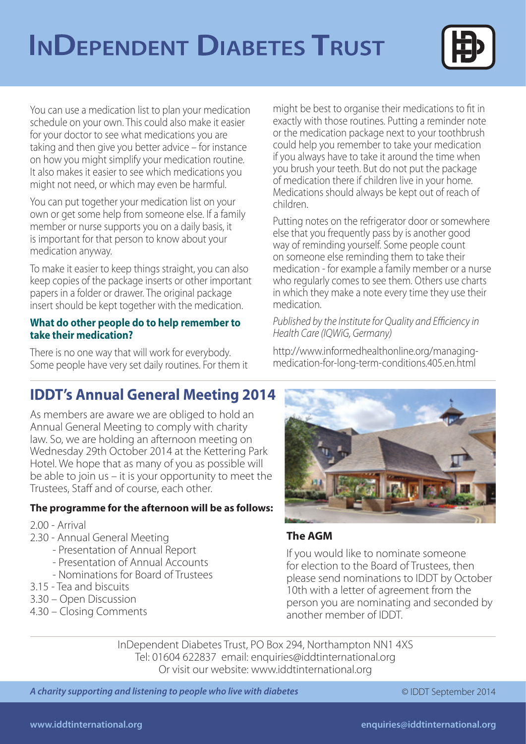# InDependent Diabetes Trust

You can use a medication list to plan your medication schedule on your own. This could also make it easier for your doctor to see what medications you are taking and then give you better advice – for instance on how you might simplify your medication routine. It also makes it easier to see which medications you might not need, or which may even be harmful.

You can put together your medication list on your own or get some help from someone else. If a family member or nurse supports you on a daily basis, it is important for that person to know about your medication anyway.

To make it easier to keep things straight, you can also keep copies of the package inserts or other important papers in a folder or drawer. The original package insert should be kept together with the medication.

**What do other people do to help remember to take their medication?**

There is no one way that will work for everybody. Some people have very set daily routines. For them it might be best to organise their medications to fit in exactly with those routines. Putting a reminder note or the medication package next to your toothbrush could help you remember to take your medication if you always have to take it around the time when you brush your teeth. But do not put the package of medication there if children live in your home. Medications should always be kept out of reach of children.

Putting notes on the refrigerator door or somewhere else that you frequently pass by is another good way of reminding yourself. Some people count on someone else reminding them to take their medication - for example a family member or a nurse who regularly comes to see them. Others use charts in which they make a note every time they use their medication.

*Published by the Institute for Quality and Efficiency in Health Care (IQWiG, Germany)*

http://www.informedhealthonline.org/managing-medication-for-long-term-conditions.405.en.html

## IDDT's Annual General Meeting 2014

As members are aware we are obliged to hold an Annual General Meeting to comply with charity law. So, we are holding an afternoon meeting on Wednesday 29th October 2014 at the Kettering Park Hotel. We hope that as many of you as possible will be able to join us – it is your opportunity to meet the Trustees, Staff and of course, each other.

**The programme for the afternoon will be as follows:**

- 2.00 - Arrival
- 2.30 - Annual General Meeting
  - Presentation of Annual Report
  - Presentation of Annual Accounts
  - Nominations for Board of Trustees
- 3.15 - Tea and biscuits
- 3.30 – Open Discussion
- 4.30 – Closing Comments

**The AGM**

If you would like to nominate someone for election to the Board of Trustees, then please send nominations to IDDT by October 10th with a letter of agreement from the person you are nominating and seconded by another member of IDDT.

InDependent Diabetes Trust, PO Box 294, Northampton NN1 4XS
Tel: 01604 622837 email: enquiries@iddtinternational.org
Or visit our website: www.iddtinternational.org

*A charity supporting and listening to people who live with diabetes*

© IDDT September 2014